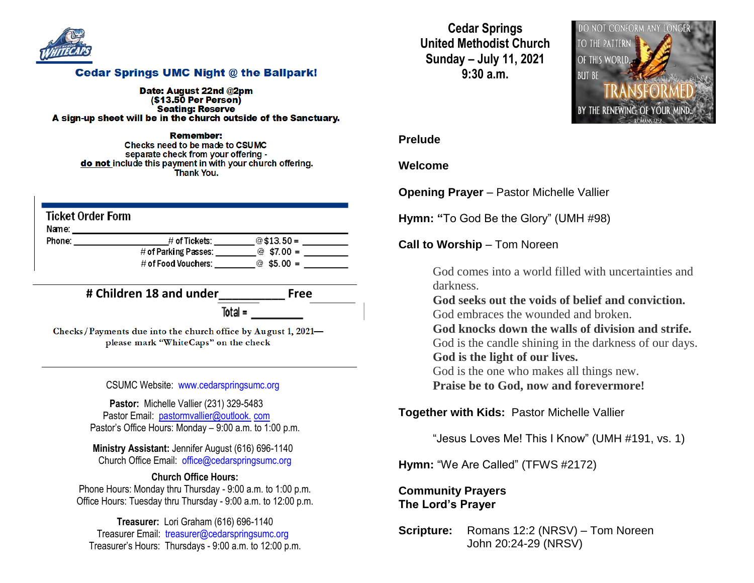## Cedar Springs UMC Night @ the Ballpark!

**Date: August 22nd @2pm**
**($13.50 Per Person)**
**Seating: Reserve**
**A sign-up sheet will be in the church outside of the Sanctuary.**

**Remember:**
Checks need to be made to CSUMC
separate check from your offering -
**do not** include this payment in with your church offering.
Thank You.

### Ticket Order Form

Name: ______________________________

Phone: ______________ # of Tickets: ________ @ $13.50 = ________

# of Parking Passes: ________ @ $7.00 = ________

# of Food Vouchers: ________ @ $5.00 = ________

**# Children 18 and under__________ Free**

Total = ________

Checks/Payments due into the church office by August 1, 2021—
please mark "WhiteCaps" on the check

CSUMC Website: www.cedarspringsumc.org

**Pastor:** Michelle Vallier (231) 329-5483
Pastor Email: pastormvallier@outlook. com
Pastor's Office Hours: Monday – 9:00 a.m. to 1:00 p.m.

**Ministry Assistant:** Jennifer August (616) 696-1140
Church Office Email: office@cedarspringsumc.org

**Church Office Hours:**
Phone Hours: Monday thru Thursday - 9:00 a.m. to 1:00 p.m.
Office Hours: Tuesday thru Thursday - 9:00 a.m. to 12:00 p.m.

**Treasurer:** Lori Graham (616) 696-1140
Treasurer Email: treasurer@cedarspringsumc.org
Treasurer's Hours: Thursdays - 9:00 a.m. to 12:00 p.m.

# Cedar Springs United Methodist Church
## Sunday – July 11, 2021
## 9:30 a.m.

DO NOT CONFORM ANY LONGER TO THE PATTERN OF THIS WORLD, BUT BE TRANSFORMED BY THE RENEWING OF YOUR MIND. ROMANS 12:2

**Prelude**

**Welcome**

**Opening Prayer** – Pastor Michelle Vallier

**Hymn: "**To God Be the Glory" (UMH #98)

**Call to Worship** – Tom Noreen

> God comes into a world filled with uncertainties and darkness.
> **God seeks out the voids of belief and conviction.**
> God embraces the wounded and broken.
> **God knocks down the walls of division and strife.**
> God is the candle shining in the darkness of our days.
> **God is the light of our lives.**
> God is the one who makes all things new.
> **Praise be to God, now and forevermore!**

**Together with Kids:** Pastor Michelle Vallier

> "Jesus Loves Me! This I Know" (UMH #191, vs. 1)

**Hymn:** "We Are Called" (TFWS #2172)

**Community Prayers**
**The Lord's Prayer**

**Scripture:** Romans 12:2 (NRSV) – Tom Noreen
John 20:24-29 (NRSV)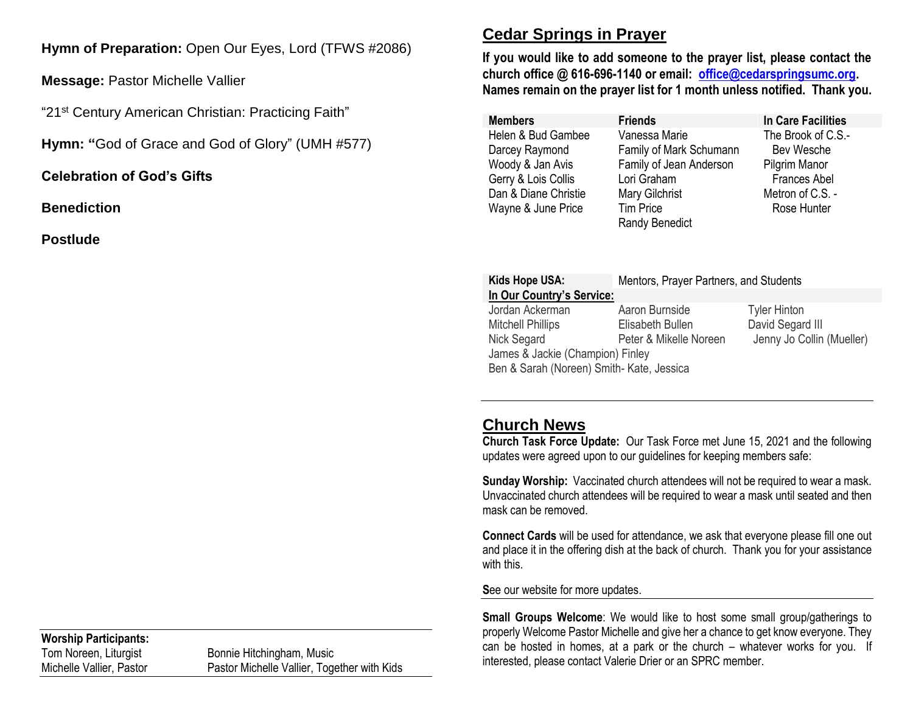**Hymn of Preparation:** Open Our Eyes, Lord (TFWS #2086)

**Message:** Pastor Michelle Vallier

"21st Century American Christian: Practicing Faith"

**Hymn: "**God of Grace and God of Glory" (UMH #577)

**Celebration of God's Gifts**

**Benediction**

**Postlude**

| **Worship Participants:** | |
|---|---|
| Tom Noreen, Liturgist | Bonnie Hitchingham, Music |
| Michelle Vallier, Pastor | Pastor Michelle Vallier, Together with Kids |

## Cedar Springs in Prayer

**If you would like to add someone to the prayer list, please contact the church office @ 616-696-1140 or email: office@cedarspringsumc.org. Names remain on the prayer list for 1 month unless notified. Thank you.**

| Members | Friends | In Care Facilities |
|---|---|---|
| Helen & Bud Gambee | Vanessa Marie | The Brook of C.S.- Bev Wesche |
| Darcey Raymond | Family of Mark Schumann | Pilgrim Manor Frances Abel |
| Woody & Jan Avis | Family of Jean Anderson | Metron of C.S. - Rose Hunter |
| Gerry & Lois Collis | Lori Graham | |
| Dan & Diane Christie | Mary Gilchrist | |
| Wayne & June Price | Tim Price | |
| | Randy Benedict | |

**Kids Hope USA:** Mentors, Prayer Partners, and Students

**In Our Country's Service:**

| | | |
|---|---|---|
| Jordan Ackerman | Aaron Burnside | Tyler Hinton |
| Mitchell Phillips | Elisabeth Bullen | David Segard III |
| Nick Segard | Peter & Mikelle Noreen | Jenny Jo Collin (Mueller) |

James & Jackie (Champion) Finley
Ben & Sarah (Noreen) Smith- Kate, Jessica

## Church News

**Church Task Force Update:** Our Task Force met June 15, 2021 and the following updates were agreed upon to our guidelines for keeping members safe:

**Sunday Worship:** Vaccinated church attendees will not be required to wear a mask. Unvaccinated church attendees will be required to wear a mask until seated and then mask can be removed.

**Connect Cards** will be used for attendance, we ask that everyone please fill one out and place it in the offering dish at the back of church. Thank you for your assistance with this.

**S**ee our website for more updates.

**Small Groups Welcome**: We would like to host some small group/gatherings to properly Welcome Pastor Michelle and give her a chance to get know everyone. They can be hosted in homes, at a park or the church – whatever works for you. If interested, please contact Valerie Drier or an SPRC member.